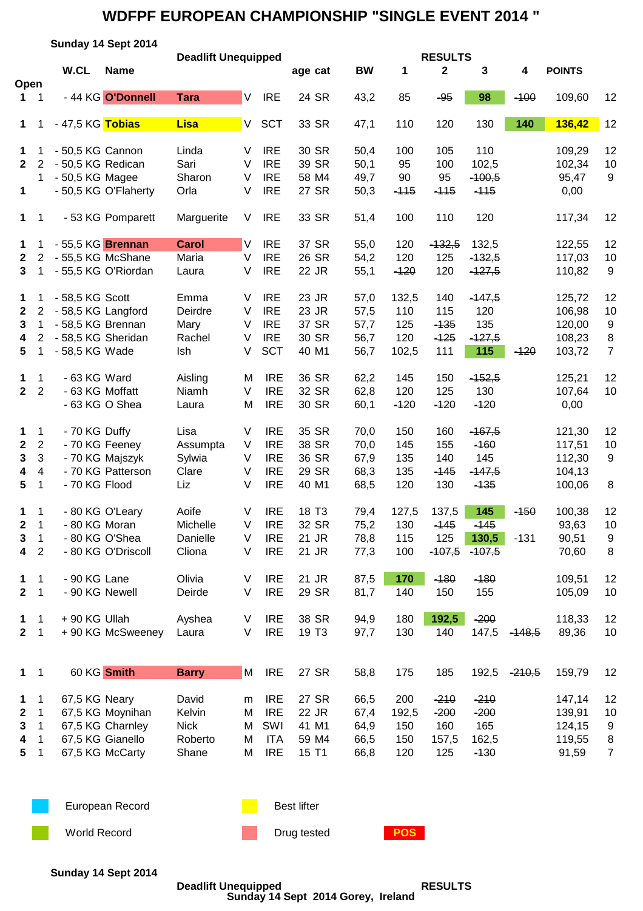# WDFPF EUROPEAN CHAMPIONSHIP "SINGLE EVENT 2014 "

**Sunday 14 Sept 2014**

**Deadlift Unequipped** — **RESULTS**

| | | W.CL | Name | | | | age | cat | BW | 1 | 2 | 3 | 4 | POINTS | |
|---|---|---|---|---|---|---|---|---|---|---|---|---|---|---|---|
| **Open** | | | | | | | | | | | | | | | |
| **1** | 1 | - 44 KG | **O'Donnell** | **Tara** | V | IRE | 24 | SR | 43,2 | 85 | ~~95~~ | **98** | ~~100~~ | 109,60 | 12 |
| **1** | 1 | - 47,5 KG | **Tobias** | **Lisa** | V | SCT | 33 | SR | 47,1 | 110 | 120 | 130 | **140** | **136,42** | 12 |
| **1** | 1 | - 50,5 KG | Cannon | Linda | V | IRE | 30 | SR | 50,4 | 100 | 105 | 110 | | 109,29 | 12 |
| **2** | 2 | - 50,5 KG | Redican | Sari | V | IRE | 39 | SR | 50,1 | 95 | 100 | 102,5 | | 102,34 | 10 |
| | 1 | - 50,5 KG | Magee | Sharon | V | IRE | 58 | M4 | 49,7 | 90 | 95 | ~~100,5~~ | | 95,47 | 9 |
| **1** | | - 50,5 KG | O'Flaherty | Orla | V | IRE | 27 | SR | 50,3 | ~~115~~ | ~~115~~ | ~~115~~ | | 0,00 | |
| **1** | 1 | - 53 KG | Pomparett | Marguerite | V | IRE | 33 | SR | 51,4 | 100 | 110 | 120 | | 117,34 | 12 |
| **1** | 1 | - 55,5 KG | **Brennan** | **Carol** | V | IRE | 37 | SR | 55,0 | 120 | ~~132,5~~ | 132,5 | | 122,55 | 12 |
| **2** | 2 | - 55,5 KG | McShane | Maria | V | IRE | 26 | SR | 54,2 | 120 | 125 | ~~132,5~~ | | 117,03 | 10 |
| **3** | 1 | - 55,5 KG | O'Riordan | Laura | V | IRE | 22 | JR | 55,1 | ~~120~~ | 120 | ~~127,5~~ | | 110,82 | 9 |
| **1** | 1 | - 58,5 KG | Scott | Emma | V | IRE | 23 | JR | 57,0 | 132,5 | 140 | ~~147,5~~ | | 125,72 | 12 |
| **2** | 2 | - 58,5 KG | Langford | Deirdre | V | IRE | 23 | JR | 57,5 | 110 | 115 | 120 | | 106,98 | 10 |
| **3** | 1 | - 58,5 KG | Brennan | Mary | V | IRE | 37 | SR | 57,7 | 125 | ~~135~~ | 135 | | 120,00 | 9 |
| **4** | 2 | - 58,5 KG | Sheridan | Rachel | V | IRE | 30 | SR | 56,7 | 120 | ~~125~~ | ~~127,5~~ | | 108,23 | 8 |
| **5** | 1 | - 58,5 KG | Wade | Ish | V | SCT | 40 | M1 | 56,7 | 102,5 | 111 | **115** | ~~120~~ | 103,72 | 7 |
| **1** | 1 | - 63 KG | Ward | Aisling | M | IRE | 36 | SR | 62,2 | 145 | 150 | ~~152,5~~ | | 125,21 | 12 |
| **2** | 2 | - 63 KG | Moffatt | Niamh | V | IRE | 32 | SR | 62,8 | 120 | 125 | 130 | | 107,64 | 10 |
| | | - 63 KG | O Shea | Laura | M | IRE | 30 | SR | 60,1 | ~~120~~ | ~~120~~ | ~~120~~ | | 0,00 | |
| **1** | 1 | - 70 KG | Duffy | Lisa | V | IRE | 35 | SR | 70,0 | 150 | 160 | ~~167,5~~ | | 121,30 | 12 |
| **2** | 2 | - 70 KG | Feeney | Assumpta | V | IRE | 38 | SR | 70,0 | 145 | 155 | ~~160~~ | | 117,51 | 10 |
| **3** | 3 | - 70 KG | Majszyk | Sylwia | V | IRE | 36 | SR | 67,9 | 135 | 140 | 145 | | 112,30 | 9 |
| **4** | 4 | - 70 KG | Patterson | Clare | V | IRE | 29 | SR | 68,3 | 135 | ~~145~~ | ~~147,5~~ | | 104,13 | |
| **5** | 1 | - 70 KG | Flood | Liz | V | IRE | 40 | M1 | 68,5 | 120 | 130 | ~~135~~ | | 100,06 | 8 |
| **1** | 1 | - 80 KG | O'Leary | Aoife | V | IRE | 18 | T3 | 79,4 | 127,5 | 137,5 | **145** | ~~150~~ | 100,38 | 12 |
| **2** | 1 | - 80 KG | Moran | Michelle | V | IRE | 32 | SR | 75,2 | 130 | ~~145~~ | ~~145~~ | | 93,63 | 10 |
| **3** | 1 | - 80 KG | O'Shea | Danielle | V | IRE | 21 | JR | 78,8 | 115 | 125 | **130,5** | -131 | 90,51 | 9 |
| **4** | 2 | - 80 KG | O'Driscoll | Cliona | V | IRE | 21 | JR | 77,3 | 100 | ~~107,5~~ | ~~107,5~~ | | 70,60 | 8 |
| **1** | 1 | - 90 KG | Lane | Olivia | V | IRE | 21 | JR | 87,5 | **170** | ~~180~~ | ~~180~~ | | 109,51 | 12 |
| **2** | 1 | - 90 KG | Newell | Deirde | V | IRE | 29 | SR | 81,7 | 140 | 150 | 155 | | 105,09 | 10 |
| **1** | 1 | + 90 KG | Ullah | Ayshea | V | IRE | 38 | SR | 94,9 | 180 | **192,5** | ~~200~~ | | 118,33 | 12 |
| **2** | 1 | + 90 KG | McSweeney | Laura | V | IRE | 19 | T3 | 97,7 | 130 | 140 | 147,5 | ~~148,5~~ | 89,36 | 10 |
| **1** | 1 | 60 KG | **Smith** | **Barry** | M | IRE | 27 | SR | 58,8 | 175 | 185 | 192,5 | ~~210,5~~ | 159,79 | 12 |
| **1** | 1 | 67,5 KG | Neary | David | m | IRE | 27 | SR | 66,5 | 200 | ~~210~~ | ~~210~~ | | 147,14 | 12 |
| **2** | 1 | 67,5 KG | Moynihan | Kelvin | M | IRE | 22 | JR | 67,4 | 192,5 | ~~200~~ | ~~200~~ | | 139,91 | 10 |
| **3** | 1 | 67,5 KG | Charnley | Nick | M | SWI | 41 | M1 | 64,9 | 150 | 160 | 165 | | 124,15 | 9 |
| **4** | 1 | 67,5 KG | Gianello | Roberto | M | ITA | 59 | M4 | 66,5 | 150 | 157,5 | 162,5 | | 119,55 | 8 |
| **5** | 1 | 67,5 KG | McCarty | Shane | M | IRE | 15 | T1 | 66,8 | 120 | 125 | ~~130~~ | | 91,59 | 7 |

| Legend | | Legend | |
|---|---|---|---|
| (blue) | European Record | (yellow) | Best lifter |
| (green) | World Record | (pink) | Drug tested |
| | | (red) | POS |

**Sunday 14 Sept 2014**

**Deadlift Unequipped** — **RESULTS**

**Sunday 14 Sept 2014 Gorey, Ireland**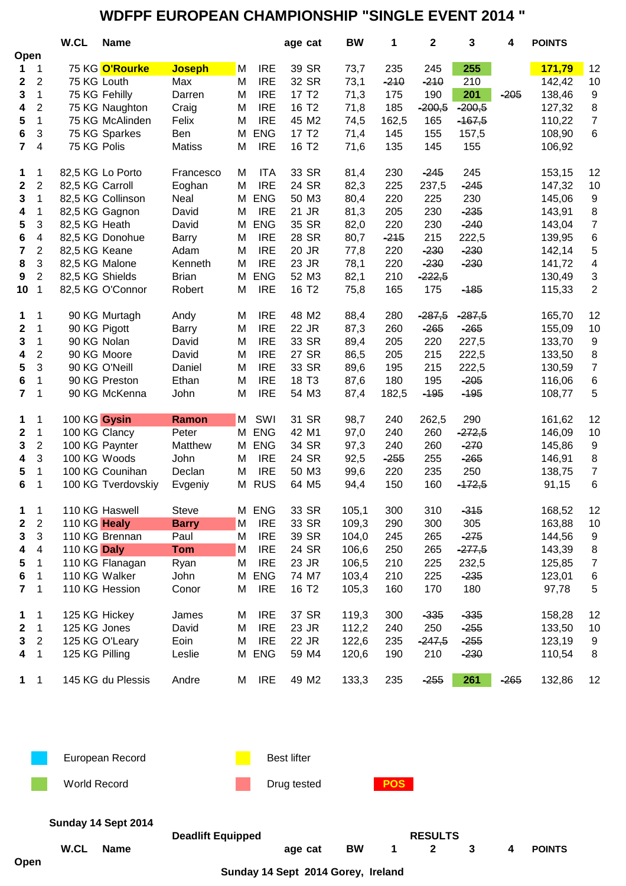# WDFPF EUROPEAN CHAMPIONSHIP "SINGLE EVENT 2014 "

| | | W.CL | Name | | | | age | cat | BW | 1 | 2 | 3 | 4 | POINTS | |
|---|---|---|---|---|---|---|---|---|---|---|---|---|---|---|---|
| Open | | | | | | | | | | | | | | | |
| 1 | 1 | 75 KG | O'Rourke | Joseph | M | IRE | 39 | SR | 73,7 | 235 | 245 | 255 | | 171,79 | 12 |
| 2 | 2 | 75 KG | Louth | Max | M | IRE | 32 | SR | 73,1 | ~~210~~ | ~~210~~ | 210 | | 142,42 | 10 |
| 3 | 1 | 75 KG | Fehilly | Darren | M | IRE | 17 | T2 | 71,3 | 175 | 190 | 201 | ~~205~~ | 138,46 | 9 |
| 4 | 2 | 75 KG | Naughton | Craig | M | IRE | 16 | T2 | 71,8 | 185 | ~~200,5~~ | ~~200,5~~ | | 127,32 | 8 |
| 5 | 1 | 75 KG | McAlinden | Felix | M | IRE | 45 | M2 | 74,5 | 162,5 | 165 | ~~167,5~~ | | 110,22 | 7 |
| 6 | 3 | 75 KG | Sparkes | Ben | M | ENG | 17 | T2 | 71,4 | 145 | 155 | 157,5 | | 108,90 | 6 |
| 7 | 4 | 75 KG | Polis | Matiss | M | IRE | 16 | T2 | 71,6 | 135 | 145 | 155 | | 106,92 | |
| | | | | | | | | | | | | | | | |
| 1 | 1 | 82,5 KG | Lo Porto | Francesco | M | ITA | 33 | SR | 81,4 | 230 | ~~245~~ | 245 | | 153,15 | 12 |
| 2 | 2 | 82,5 KG | Carroll | Eoghan | M | IRE | 24 | SR | 82,3 | 225 | 237,5 | ~~245~~ | | 147,32 | 10 |
| 3 | 1 | 82,5 KG | Collinson | Neal | M | ENG | 50 | M3 | 80,4 | 220 | 225 | 230 | | 145,06 | 9 |
| 4 | 1 | 82,5 KG | Gagnon | David | M | IRE | 21 | JR | 81,3 | 205 | 230 | ~~235~~ | | 143,91 | 8 |
| 5 | 3 | 82,5 KG | Heath | David | M | ENG | 35 | SR | 82,0 | 220 | 230 | ~~240~~ | | 143,04 | 7 |
| 6 | 4 | 82,5 KG | Donohue | Barry | M | IRE | 28 | SR | 80,7 | ~~215~~ | 215 | 222,5 | | 139,95 | 6 |
| 7 | 2 | 82,5 KG | Keane | Adam | M | IRE | 20 | JR | 77,8 | 220 | ~~230~~ | ~~230~~ | | 142,14 | 5 |
| 8 | 3 | 82,5 KG | Malone | Kenneth | M | IRE | 23 | JR | 78,1 | 220 | ~~230~~ | ~~230~~ | | 141,72 | 4 |
| 9 | 2 | 82,5 KG | Shields | Brian | M | ENG | 52 | M3 | 82,1 | 210 | ~~222,5~~ | | | 130,49 | 3 |
| 10 | 1 | 82,5 KG | O'Connor | Robert | M | IRE | 16 | T2 | 75,8 | 165 | 175 | ~~185~~ | | 115,33 | 2 |
| | | | | | | | | | | | | | | | |
| 1 | 1 | 90 KG | Murtagh | Andy | M | IRE | 48 | M2 | 88,4 | 280 | ~~287,5~~ | ~~287,5~~ | | 165,70 | 12 |
| 2 | 1 | 90 KG | Pigott | Barry | M | IRE | 22 | JR | 87,3 | 260 | ~~265~~ | ~~265~~ | | 155,09 | 10 |
| 3 | 1 | 90 KG | Nolan | David | M | IRE | 33 | SR | 89,4 | 205 | 220 | 227,5 | | 133,70 | 9 |
| 4 | 2 | 90 KG | Moore | David | M | IRE | 27 | SR | 86,5 | 205 | 215 | 222,5 | | 133,50 | 8 |
| 5 | 3 | 90 KG | O'Neill | Daniel | M | IRE | 33 | SR | 89,6 | 195 | 215 | 222,5 | | 130,59 | 7 |
| 6 | 1 | 90 KG | Preston | Ethan | M | IRE | 18 | T3 | 87,6 | 180 | 195 | ~~205~~ | | 116,06 | 6 |
| 7 | 1 | 90 KG | McKenna | John | M | IRE | 54 | M3 | 87,4 | 182,5 | ~~195~~ | ~~195~~ | | 108,77 | 5 |
| | | | | | | | | | | | | | | | |
| 1 | 1 | 100 KG | Gysin | Ramon | M | SWI | 31 | SR | 98,7 | 240 | 262,5 | 290 | | 161,62 | 12 |
| 2 | 1 | 100 KG | Clancy | Peter | M | ENG | 42 | M1 | 97,0 | 240 | 260 | ~~272,5~~ | | 146,09 | 10 |
| 3 | 2 | 100 KG | Paynter | Matthew | M | ENG | 34 | SR | 97,3 | 240 | 260 | ~~270~~ | | 145,86 | 9 |
| 4 | 3 | 100 KG | Woods | John | M | IRE | 24 | SR | 92,5 | ~~255~~ | 255 | ~~265~~ | | 146,91 | 8 |
| 5 | 1 | 100 KG | Counihan | Declan | M | IRE | 50 | M3 | 99,6 | 220 | 235 | 250 | | 138,75 | 7 |
| 6 | 1 | 100 KG | Tverdovskiy | Evgeniy | M | RUS | 64 | M5 | 94,4 | 150 | 160 | ~~172,5~~ | | 91,15 | 6 |
| | | | | | | | | | | | | | | | |
| 1 | 1 | 110 KG | Haswell | Steve | M | ENG | 33 | SR | 105,1 | 300 | 310 | ~~315~~ | | 168,52 | 12 |
| 2 | 2 | 110 KG | Healy | Barry | M | IRE | 33 | SR | 109,3 | 290 | 300 | 305 | | 163,88 | 10 |
| 3 | 3 | 110 KG | Brennan | Paul | M | IRE | 39 | SR | 104,0 | 245 | 265 | ~~275~~ | | 144,56 | 9 |
| 4 | 4 | 110 KG | Daly | Tom | M | IRE | 24 | SR | 106,6 | 250 | 265 | ~~277,5~~ | | 143,39 | 8 |
| 5 | 1 | 110 KG | Flanagan | Ryan | M | IRE | 23 | JR | 106,5 | 210 | 225 | 232,5 | | 125,85 | 7 |
| 6 | 1 | 110 KG | Walker | John | M | ENG | 74 | M7 | 103,4 | 210 | 225 | ~~235~~ | | 123,01 | 6 |
| 7 | 1 | 110 KG | Hession | Conor | M | IRE | 16 | T2 | 105,3 | 160 | 170 | 180 | | 97,78 | 5 |
| | | | | | | | | | | | | | | | |
| 1 | 1 | 125 KG | Hickey | James | M | IRE | 37 | SR | 119,3 | 300 | ~~335~~ | ~~335~~ | | 158,28 | 12 |
| 2 | 1 | 125 KG | Jones | David | M | IRE | 23 | JR | 112,2 | 240 | 250 | ~~255~~ | | 133,50 | 10 |
| 3 | 2 | 125 KG | O'Leary | Eoin | M | IRE | 22 | JR | 122,6 | 235 | ~~247,5~~ | ~~255~~ | | 123,19 | 9 |
| 4 | 1 | 125 KG | Pilling | Leslie | M | ENG | 59 | M4 | 120,6 | 190 | 210 | ~~230~~ | | 110,54 | 8 |
| | | | | | | | | | | | | | | | |
| 1 | 1 | 145 KG | du Plessis | Andre | M | IRE | 49 | M2 | 133,3 | 235 | ~~255~~ | 261 | ~~265~~ | 132,86 | 12 |

Legend: European Record · World Record (255 O'Rourke, 201 Fehilly, 261 du Plessis) · Best lifter (O'Rourke Joseph, 171,79) · Drug tested (Gysin Ramon, Healy Barry, Daly Tom) · POS

**Sunday 14 Sept 2014**

**Deadlift Equipped** — **RESULTS**

| | W.CL | Name | age | cat | BW | 1 | 2 | 3 | 4 | POINTS |
|---|---|---|---|---|---|---|---|---|---|---|
| Open | | | | | | | | | | |

**Sunday 14 Sept 2014 Gorey, Ireland**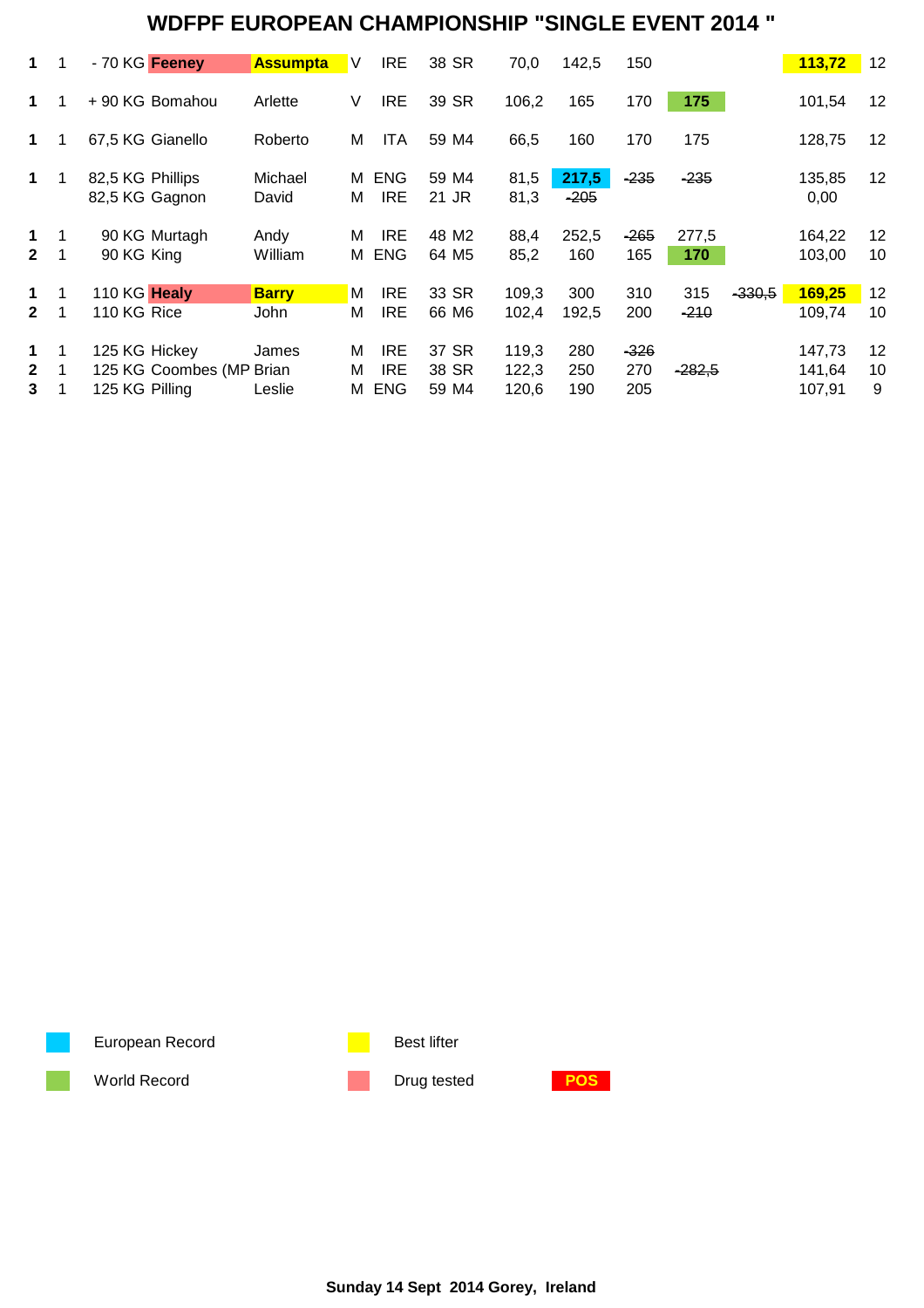# WDFPF EUROPEAN CHAMPIONSHIP "SINGLE EVENT 2014 "

| | | | | | | | | | | | | | | | |
|---|---|---|---|---|---|---|---|---|---|---|---|---|---|---|---|
| **1** | 1 | - 70 KG | **Feeney** | **Assumpta** | V | IRE | 38 | SR | 70,0 | 142,5 | 150 | | | **113,72** | 12 |
| **1** | 1 | + 90 KG | Bomahou | Arlette | V | IRE | 39 | SR | 106,2 | 165 | 170 | **175** | | 101,54 | 12 |
| **1** | 1 | 67,5 KG | Gianello | Roberto | M | ITA | 59 | M4 | 66,5 | 160 | 170 | 175 | | 128,75 | 12 |
| **1** | 1 | 82,5 KG | Phillips | Michael | M | ENG | 59 | M4 | 81,5 | **217,5** | ~~-235~~ | ~~-235~~ | | 135,85 | 12 |
| | | 82,5 KG | Gagnon | David | M | IRE | 21 | JR | 81,3 | ~~-205~~ | | | | 0,00 | |
| **1** | 1 | 90 KG | Murtagh | Andy | M | IRE | 48 | M2 | 88,4 | 252,5 | ~~-265~~ | 277,5 | | 164,22 | 12 |
| **2** | 1 | 90 KG | King | William | M | ENG | 64 | M5 | 85,2 | 160 | 165 | **170** | | 103,00 | 10 |
| **1** | 1 | 110 KG | **Healy** | **Barry** | M | IRE | 33 | SR | 109,3 | 300 | 310 | 315 | ~~-330,5~~ | **169,25** | 12 |
| **2** | 1 | 110 KG | Rice | John | M | IRE | 66 | M6 | 102,4 | 192,5 | 200 | ~~-210~~ | | 109,74 | 10 |
| **1** | 1 | 125 KG | Hickey | James | M | IRE | 37 | SR | 119,3 | 280 | ~~-326~~ | | | 147,73 | 12 |
| **2** | 1 | 125 KG | Coombes (MP | Brian | M | IRE | 38 | SR | 122,3 | 250 | 270 | ~~-282,5~~ | | 141,64 | 10 |
| **3** | 1 | 125 KG | Pilling | Leslie | M | ENG | 59 | M4 | 120,6 | 190 | 205 | | | 107,91 | 9 |

European Record

World Record

Best lifter

Drug tested

**POS**

**Sunday 14 Sept 2014 Gorey, Ireland**